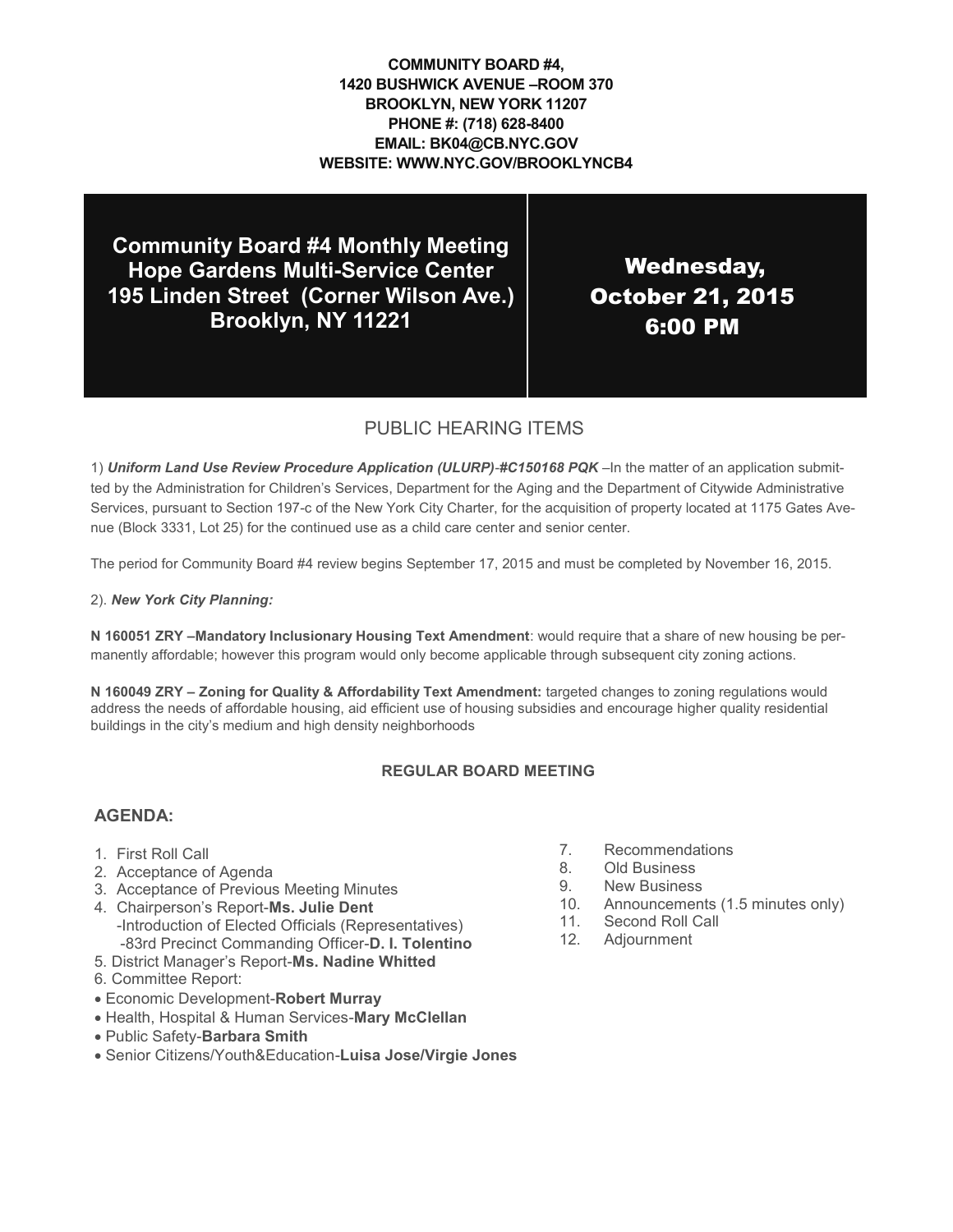**COMMUNITY BOARD #4,**
**1420 BUSHWICK AVENUE –ROOM 370**
**BROOKLYN, NEW YORK 11207**
**PHONE #: (718) 628-8400**
**EMAIL: BK04@CB.NYC.GOV**
**WEBSITE: WWW.NYC.GOV/BROOKLYNCB4**

## Community Board #4 Monthly Meeting
## Hope Gardens Multi-Service Center
## 195 Linden Street (Corner Wilson Ave.)
## Brooklyn, NY 11221

## Wednesday, October 21, 2015 6:00 PM

## PUBLIC HEARING ITEMS

1) ***Uniform Land Use Review Procedure Application (ULURP)*-*#C150168 PQK*** –In the matter of an application submitted by the Administration for Children's Services, Department for the Aging and the Department of Citywide Administrative Services, pursuant to Section 197-c of the New York City Charter, for the acquisition of property located at 1175 Gates Avenue (Block 3331, Lot 25) for the continued use as a child care center and senior center.

The period for Community Board #4 review begins September 17, 2015 and must be completed by November 16, 2015.

2). ***New York City Planning:***

**N 160051 ZRY –Mandatory Inclusionary Housing Text Amendment**: would require that a share of new housing be permanently affordable; however this program would only become applicable through subsequent city zoning actions.

**N 160049 ZRY – Zoning for Quality & Affordability Text Amendment:** targeted changes to zoning regulations would address the needs of affordable housing, aid efficient use of housing subsidies and encourage higher quality residential buildings in the city's medium and high density neighborhoods

**REGULAR BOARD MEETING**

### AGENDA:

1. First Roll Call
2. Acceptance of Agenda
3. Acceptance of Previous Meeting Minutes
4. Chairperson's Report-**Ms. Julie Dent**
   -Introduction of Elected Officials (Representatives)
   -83rd Precinct Commanding Officer-**D. I. Tolentino**
5. District Manager's Report-**Ms. Nadine Whitted**
6. Committee Report:
   - Economic Development-**Robert Murray**
   - Health, Hospital & Human Services-**Mary McClellan**
   - Public Safety-**Barbara Smith**
   - Senior Citizens/Youth&Education-**Luisa Jose/Virgie Jones**
7. Recommendations
8. Old Business
9. New Business
10. Announcements (1.5 minutes only)
11. Second Roll Call
12. Adjournment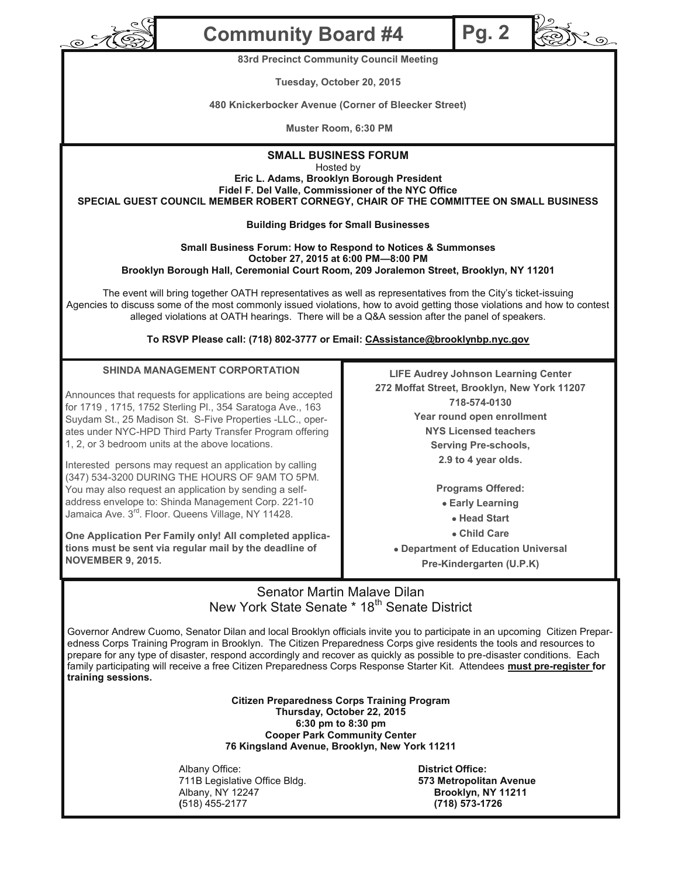**83rd Precinct Community Council Meeting**

**Tuesday, October 20, 2015**

**480 Knickerbocker Avenue (Corner of Bleecker Street)**

**Muster Room, 6:30 PM**

## SMALL BUSINESS FORUM

Hosted by

**Eric L. Adams, Brooklyn Borough President**
**Fidel F. Del Valle, Commissioner of the NYC Office**
**SPECIAL GUEST COUNCIL MEMBER ROBERT CORNEGY, CHAIR OF THE COMMITTEE ON SMALL BUSINESS**

**Building Bridges for Small Businesses**

**Small Business Forum: How to Respond to Notices & Summonses**
**October 27, 2015 at 6:00 PM—8:00 PM**
**Brooklyn Borough Hall, Ceremonial Court Room, 209 Joralemon Street, Brooklyn, NY 11201**

The event will bring together OATH representatives as well as representatives from the City's ticket-issuing Agencies to discuss some of the most commonly issued violations, how to avoid getting those violations and how to contest alleged violations at OATH hearings. There will be a Q&A session after the panel of speakers.

**To RSVP Please call: (718) 802-3777 or Email: CAssistance@brooklynbp.nyc.gov**

## SHINDA MANAGEMENT CORPORATION

Announces that requests for applications are being accepted for 1719 , 1715, 1752 Sterling Pl., 354 Saratoga Ave., 163 Suydam St., 25 Madison St. S-Five Properties -LLC., operates under NYC-HPD Third Party Transfer Program offering 1, 2, or 3 bedroom units at the above locations.

Interested persons may request an application by calling (347) 534-3200 DURING THE HOURS OF 9AM TO 5PM. You may also request an application by sending a self-address envelope to: Shinda Management Corp. 221-10 Jamaica Ave. 3rd. Floor. Queens Village, NY 11428.

**One Application Per Family only! All completed applications must be sent via regular mail by the deadline of NOVEMBER 9, 2015.**

**LIFE Audrey Johnson Learning Center**
**272 Moffat Street, Brooklyn, New York 11207**
**718-574-0130**
**Year round open enrollment**
**NYS Licensed teachers**
**Serving Pre-schools,**
**2.9 to 4 year olds.**

**Programs Offered:**

- **Early Learning**
- **Head Start**
- **Child Care**
- **Department of Education Universal Pre-Kindergarten (U.P.K)**

## Senator Martin Malave Dilan
## New York State Senate * 18th Senate District

Governor Andrew Cuomo, Senator Dilan and local Brooklyn officials invite you to participate in an upcoming Citizen Preparedness Corps Training Program in Brooklyn. The Citizen Preparedness Corps give residents the tools and resources to prepare for any type of disaster, respond accordingly and recover as quickly as possible to pre-disaster conditions. Each family participating will receive a free Citizen Preparedness Corps Response Starter Kit. Attendees **must pre-register for training sessions.**

**Citizen Preparedness Corps Training Program**
**Thursday, October 22, 2015**
**6:30 pm to 8:30 pm**
**Cooper Park Community Center**
**76 Kingsland Avenue, Brooklyn, New York 11211**

Albany Office:
711B Legislative Office Bldg.
Albany, NY 12247
(518) 455-2177

**District Office:**
**573 Metropolitan Avenue**
**Brooklyn, NY 11211**
**(718) 573-1726**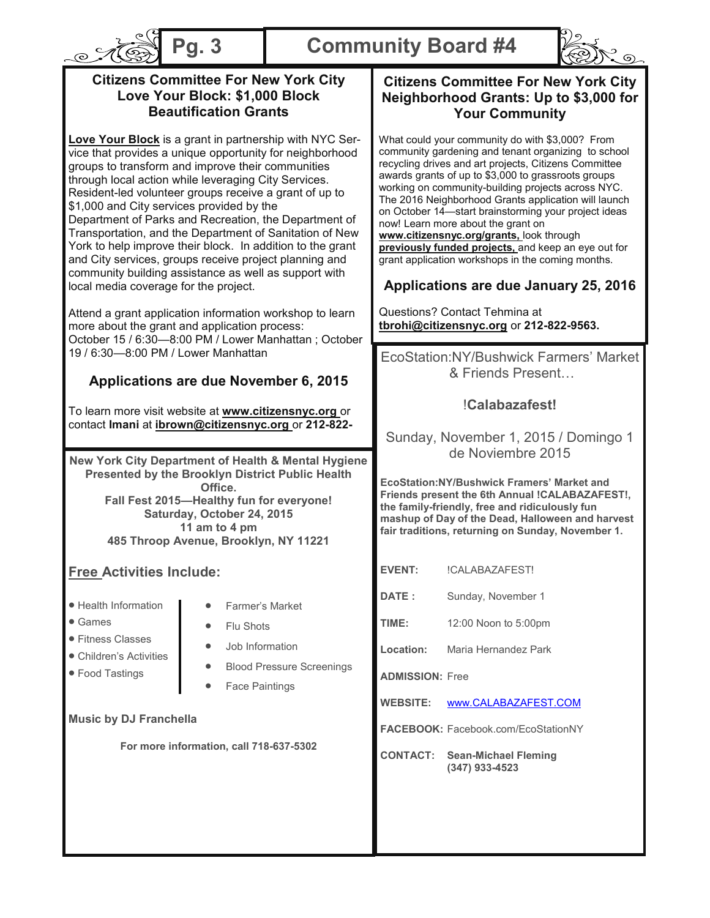## Citizens Committee For New York City Love Your Block: $1,000 Block Beautification Grants

**Love Your Block** is a grant in partnership with NYC Service that provides a unique opportunity for neighborhood groups to transform and improve their communities through local action while leveraging City Services. Resident-led volunteer groups receive a grant of up to $1,000 and City services provided by the Department of Parks and Recreation, the Department of Transportation, and the Department of Sanitation of New York to help improve their block. In addition to the grant and City services, groups receive project planning and community building assistance as well as support with local media coverage for the project.

Attend a grant application information workshop to learn more about the grant and application process: October 15 / 6:30—8:00 PM / Lower Manhattan ; October 19 / 6:30—8:00 PM / Lower Manhattan

### Applications are due November 6, 2015

To learn more visit website at **www.citizensnyc.org** or contact **Imani** at **ibrown@citizensnyc.org** or **212-822-**

## New York City Department of Health & Mental Hygiene Presented by the Brooklyn District Public Health Office.

**Fall Fest 2015—Healthy fun for everyone!**
**Saturday, October 24, 2015**
**11 am to 4 pm**
**485 Throop Avenue, Brooklyn, NY 11221**

### Free Activities Include:

- Health Information
- Games
- Fitness Classes
- Children's Activities
- Food Tastings
- Farmer's Market
- Flu Shots
- Job Information
- Blood Pressure Screenings
- Face Paintings

**Music by DJ Franchella**

**For more information, call 718-637-5302**

## Citizens Committee For New York City Neighborhood Grants: Up to $3,000 for Your Community

What could your community do with $3,000? From community gardening and tenant organizing to school recycling drives and art projects, Citizens Committee awards grants of up to $3,000 to grassroots groups working on community-building projects across NYC. The 2016 Neighborhood Grants application will launch on October 14—start brainstorming your project ideas now! Learn more about the grant on **www.citizensnyc.org/grants,** look through **previously funded projects,** and keep an eye out for grant application workshops in the coming months.

### Applications are due January 25, 2016

Questions? Contact Tehmina at **tbrohi@citizensnyc.org** or **212-822-9563.**

## EcoStation:NY/Bushwick Farmers' Market & Friends Present…

### !Calabazafest!

Sunday, November 1, 2015 / Domingo 1 de Noviembre 2015

**EcoStation:NY/Bushwick Framers' Market and Friends present the 6th Annual !CALABAZAFEST!, the family-friendly, free and ridiculously fun mashup of Day of the Dead, Halloween and harvest fair traditions, returning on Sunday, November 1.**

| | |
|---|---|
| **EVENT:** | !CALABAZAFEST! |
| **DATE :** | Sunday, November 1 |
| **TIME:** | 12:00 Noon to 5:00pm |
| **Location:** | Maria Hernandez Park |
| **ADMISSION:** | Free |
| **WEBSITE:** | www.CALABAZAFEST.COM |
| **FACEBOOK:** | Facebook.com/EcoStationNY |
| **CONTACT:** | **Sean-Michael Fleming (347) 933-4523** |